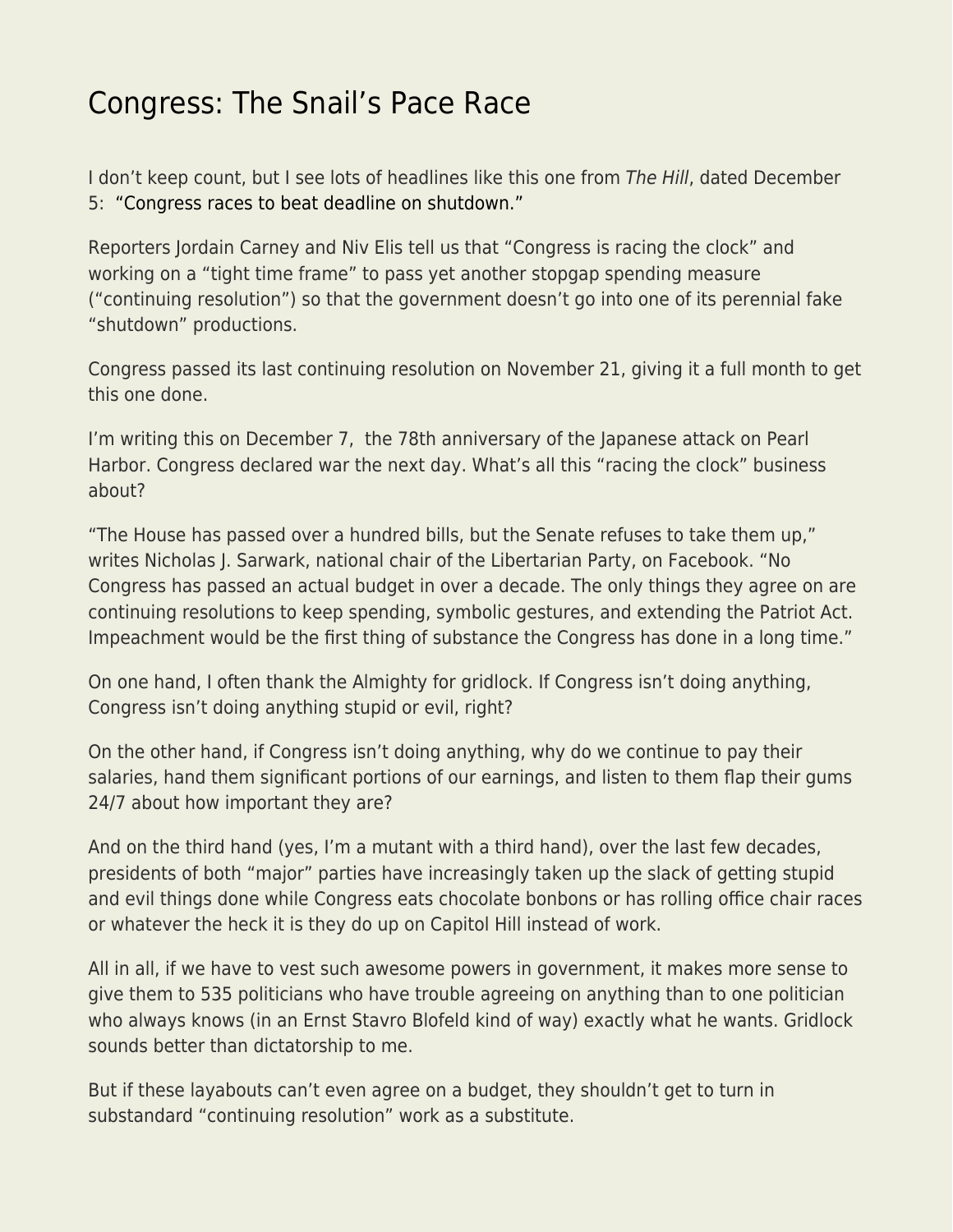# Congress: The Snail's Pace Race

I don't keep count, but I see lots of headlines like this one from *The Hill*, dated December 5: "Congress races to beat deadline on shutdown."

Reporters Jordain Carney and Niv Elis tell us that "Congress is racing the clock" and working on a "tight time frame" to pass yet another stopgap spending measure ("continuing resolution") so that the government doesn't go into one of its perennial fake "shutdown" productions.

Congress passed its last continuing resolution on November 21, giving it a full month to get this one done.

I'm writing this on December 7, the 78th anniversary of the Japanese attack on Pearl Harbor. Congress declared war the next day. What's all this "racing the clock" business about?

"The House has passed over a hundred bills, but the Senate refuses to take them up," writes Nicholas J. Sarwark, national chair of the Libertarian Party, on Facebook. "No Congress has passed an actual budget in over a decade. The only things they agree on are continuing resolutions to keep spending, symbolic gestures, and extending the Patriot Act. Impeachment would be the first thing of substance the Congress has done in a long time."

On one hand, I often thank the Almighty for gridlock. If Congress isn't doing anything, Congress isn't doing anything stupid or evil, right?

On the other hand, if Congress isn't doing anything, why do we continue to pay their salaries, hand them significant portions of our earnings, and listen to them flap their gums 24/7 about how important they are?

And on the third hand (yes, I'm a mutant with a third hand), over the last few decades, presidents of both "major" parties have increasingly taken up the slack of getting stupid and evil things done while Congress eats chocolate bonbons or has rolling office chair races or whatever the heck it is they do up on Capitol Hill instead of work.

All in all, if we have to vest such awesome powers in government, it makes more sense to give them to 535 politicians who have trouble agreeing on anything than to one politician who always knows (in an Ernst Stavro Blofeld kind of way) exactly what he wants. Gridlock sounds better than dictatorship to me.

But if these layabouts can't even agree on a budget, they shouldn't get to turn in substandard "continuing resolution" work as a substitute.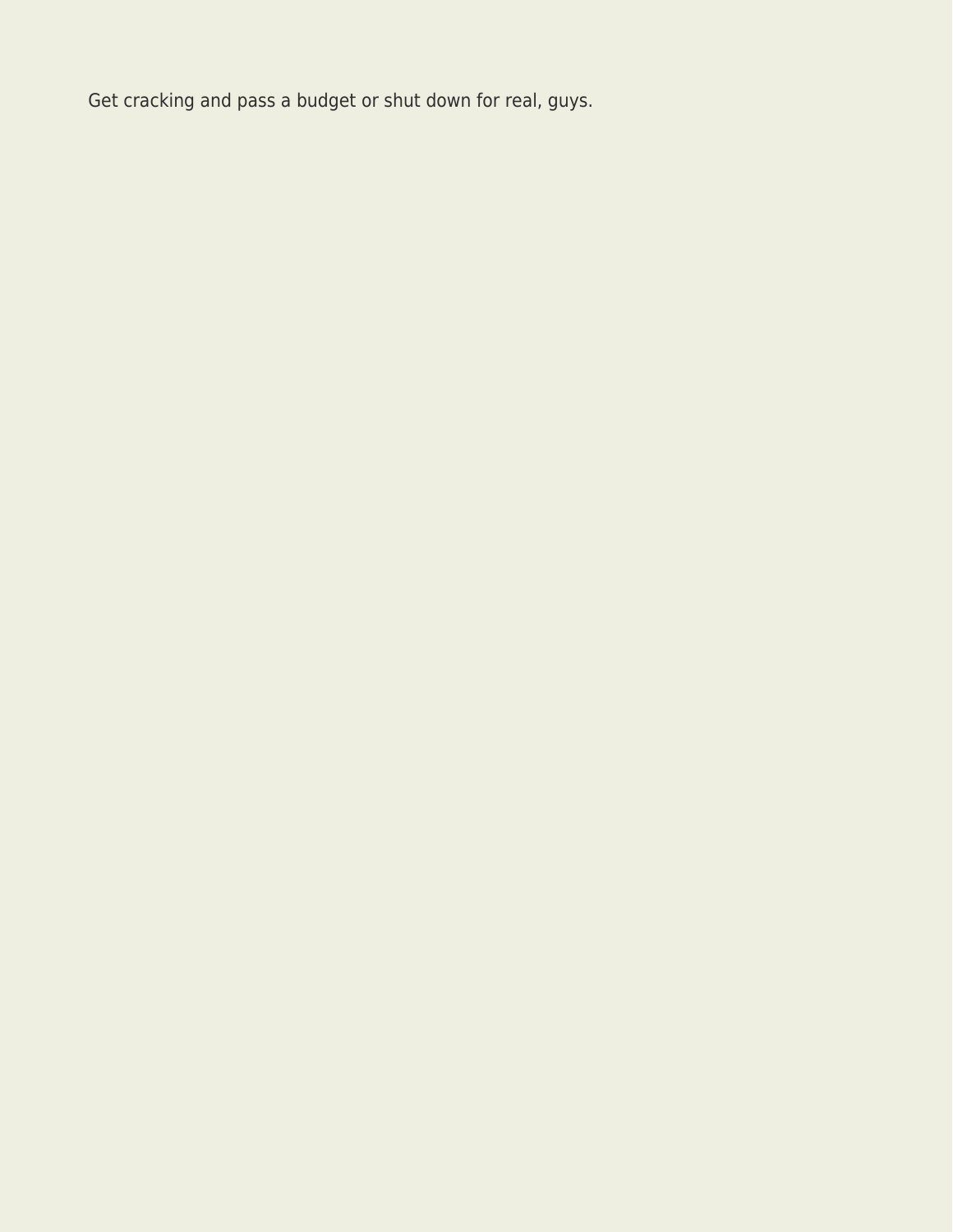Get cracking and pass a budget or shut down for real, guys.